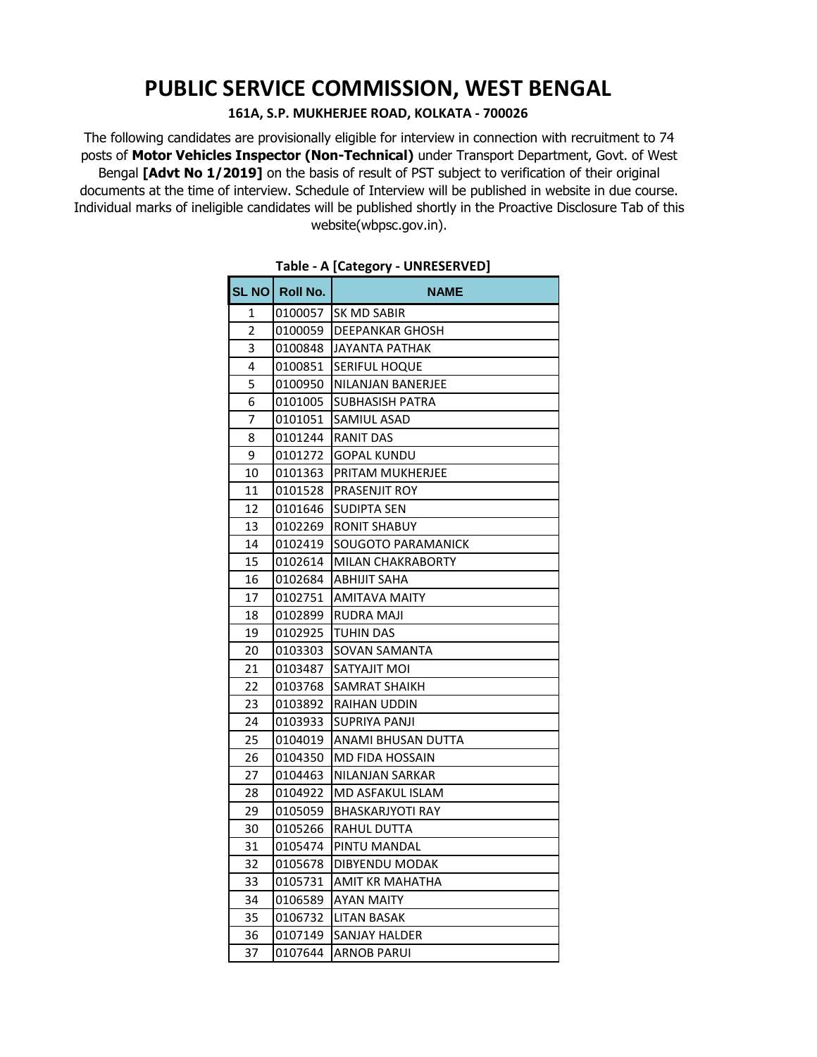# PUBLIC SERVICE COMMISSION, WEST BENGAL

**161A, S.P. MUKHERJEE ROAD, KOLKATA - 700026**

The following candidates are provisionally eligible for interview in connection with recruitment to 74 posts of **Motor Vehicles Inspector (Non-Technical)** under Transport Department, Govt. of West Bengal **[Advt No 1/2019]** on the basis of result of PST subject to verification of their original documents at the time of interview. Schedule of Interview will be published in website in due course. Individual marks of ineligible candidates will be published shortly in the Proactive Disclosure Tab of this website(wbpsc.gov.in).

**Table - A [Category - UNRESERVED]**

| SL NO | Roll No. | NAME |
|---|---|---|
| 1 | 0100057 | SK MD SABIR |
| 2 | 0100059 | DEEPANKAR GHOSH |
| 3 | 0100848 | JAYANTA PATHAK |
| 4 | 0100851 | SERIFUL HOQUE |
| 5 | 0100950 | NILANJAN BANERJEE |
| 6 | 0101005 | SUBHASISH PATRA |
| 7 | 0101051 | SAMIUL ASAD |
| 8 | 0101244 | RANIT DAS |
| 9 | 0101272 | GOPAL KUNDU |
| 10 | 0101363 | PRITAM MUKHERJEE |
| 11 | 0101528 | PRASENJIT ROY |
| 12 | 0101646 | SUDIPTA SEN |
| 13 | 0102269 | RONIT SHABUY |
| 14 | 0102419 | SOUGOTO PARAMANICK |
| 15 | 0102614 | MILAN CHAKRABORTY |
| 16 | 0102684 | ABHIJIT SAHA |
| 17 | 0102751 | AMITAVA MAITY |
| 18 | 0102899 | RUDRA MAJI |
| 19 | 0102925 | TUHIN DAS |
| 20 | 0103303 | SOVAN SAMANTA |
| 21 | 0103487 | SATYAJIT MOI |
| 22 | 0103768 | SAMRAT SHAIKH |
| 23 | 0103892 | RAIHAN UDDIN |
| 24 | 0103933 | SUPRIYA PANJI |
| 25 | 0104019 | ANAMI BHUSAN DUTTA |
| 26 | 0104350 | MD FIDA HOSSAIN |
| 27 | 0104463 | NILANJAN SARKAR |
| 28 | 0104922 | MD ASFAKUL ISLAM |
| 29 | 0105059 | BHASKARJYOTI RAY |
| 30 | 0105266 | RAHUL DUTTA |
| 31 | 0105474 | PINTU MANDAL |
| 32 | 0105678 | DIBYENDU MODAK |
| 33 | 0105731 | AMIT KR MAHATHA |
| 34 | 0106589 | AYAN MAITY |
| 35 | 0106732 | LITAN BASAK |
| 36 | 0107149 | SANJAY HALDER |
| 37 | 0107644 | ARNOB PARUI |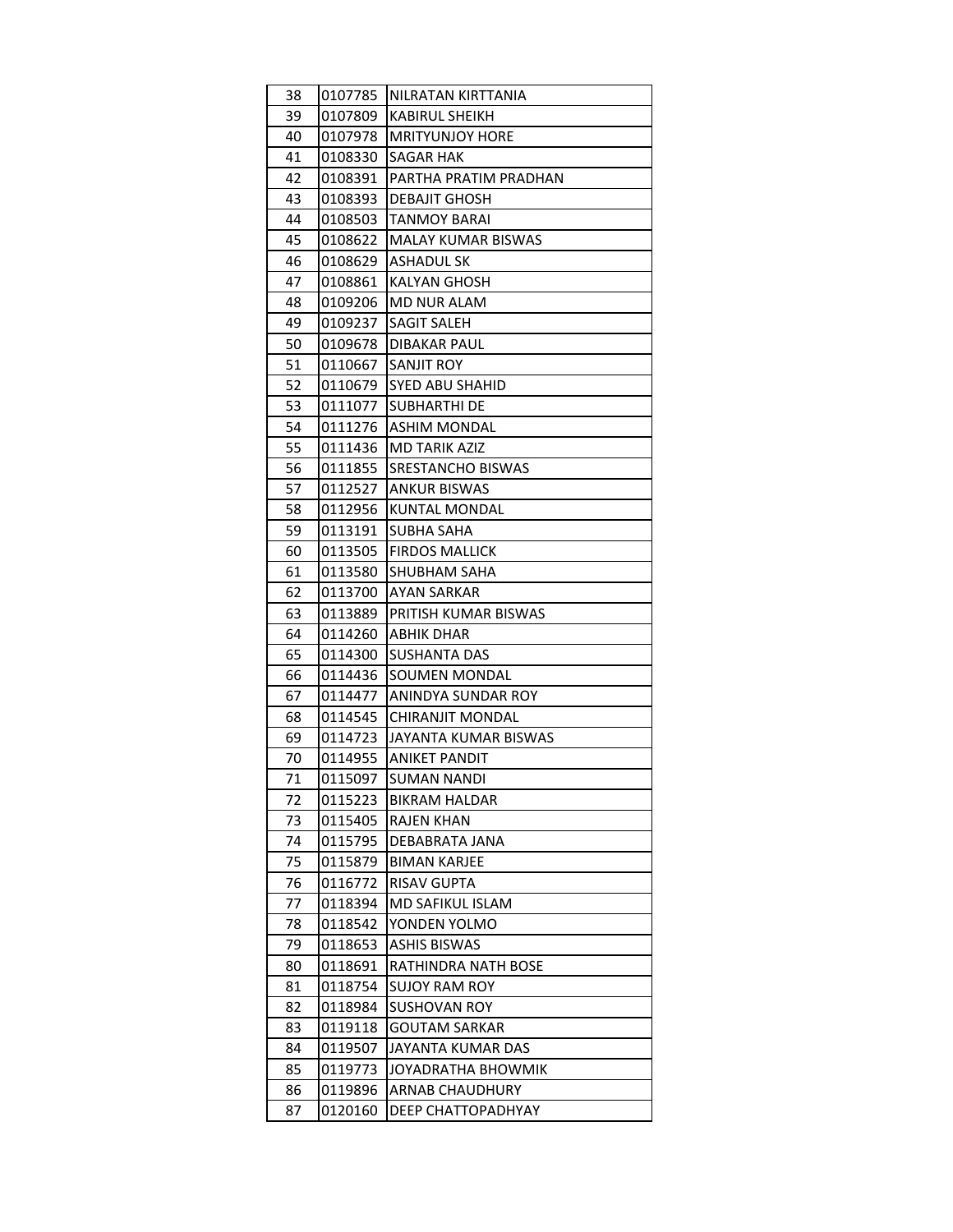| 38 | 0107785 | NILRATAN KIRTTANIA |
|---|---|---|
| 39 | 0107809 | KABIRUL SHEIKH |
| 40 | 0107978 | MRITYUNJOY HORE |
| 41 | 0108330 | SAGAR HAK |
| 42 | 0108391 | PARTHA PRATIM PRADHAN |
| 43 | 0108393 | DEBAJIT GHOSH |
| 44 | 0108503 | TANMOY BARAI |
| 45 | 0108622 | MALAY KUMAR BISWAS |
| 46 | 0108629 | ASHADUL SK |
| 47 | 0108861 | KALYAN GHOSH |
| 48 | 0109206 | MD NUR ALAM |
| 49 | 0109237 | SAGIT SALEH |
| 50 | 0109678 | DIBAKAR PAUL |
| 51 | 0110667 | SANJIT ROY |
| 52 | 0110679 | SYED ABU SHAHID |
| 53 | 0111077 | SUBHARTHI DE |
| 54 | 0111276 | ASHIM MONDAL |
| 55 | 0111436 | MD TARIK AZIZ |
| 56 | 0111855 | SRESTANCHO BISWAS |
| 57 | 0112527 | ANKUR BISWAS |
| 58 | 0112956 | KUNTAL MONDAL |
| 59 | 0113191 | SUBHA SAHA |
| 60 | 0113505 | FIRDOS MALLICK |
| 61 | 0113580 | SHUBHAM SAHA |
| 62 | 0113700 | AYAN SARKAR |
| 63 | 0113889 | PRITISH KUMAR BISWAS |
| 64 | 0114260 | ABHIK DHAR |
| 65 | 0114300 | SUSHANTA DAS |
| 66 | 0114436 | SOUMEN MONDAL |
| 67 | 0114477 | ANINDYA SUNDAR ROY |
| 68 | 0114545 | CHIRANJIT MONDAL |
| 69 | 0114723 | JAYANTA KUMAR BISWAS |
| 70 | 0114955 | ANIKET PANDIT |
| 71 | 0115097 | SUMAN NANDI |
| 72 | 0115223 | BIKRAM HALDAR |
| 73 | 0115405 | RAJEN KHAN |
| 74 | 0115795 | DEBABRATA JANA |
| 75 | 0115879 | BIMAN KARJEE |
| 76 | 0116772 | RISAV GUPTA |
| 77 | 0118394 | MD SAFIKUL ISLAM |
| 78 | 0118542 | YONDEN YOLMO |
| 79 | 0118653 | ASHIS BISWAS |
| 80 | 0118691 | RATHINDRA NATH BOSE |
| 81 | 0118754 | SUJOY RAM ROY |
| 82 | 0118984 | SUSHOVAN ROY |
| 83 | 0119118 | GOUTAM SARKAR |
| 84 | 0119507 | JAYANTA KUMAR DAS |
| 85 | 0119773 | JOYADRATHA BHOWMIK |
| 86 | 0119896 | ARNAB CHAUDHURY |
| 87 | 0120160 | DEEP CHATTOPADHYAY |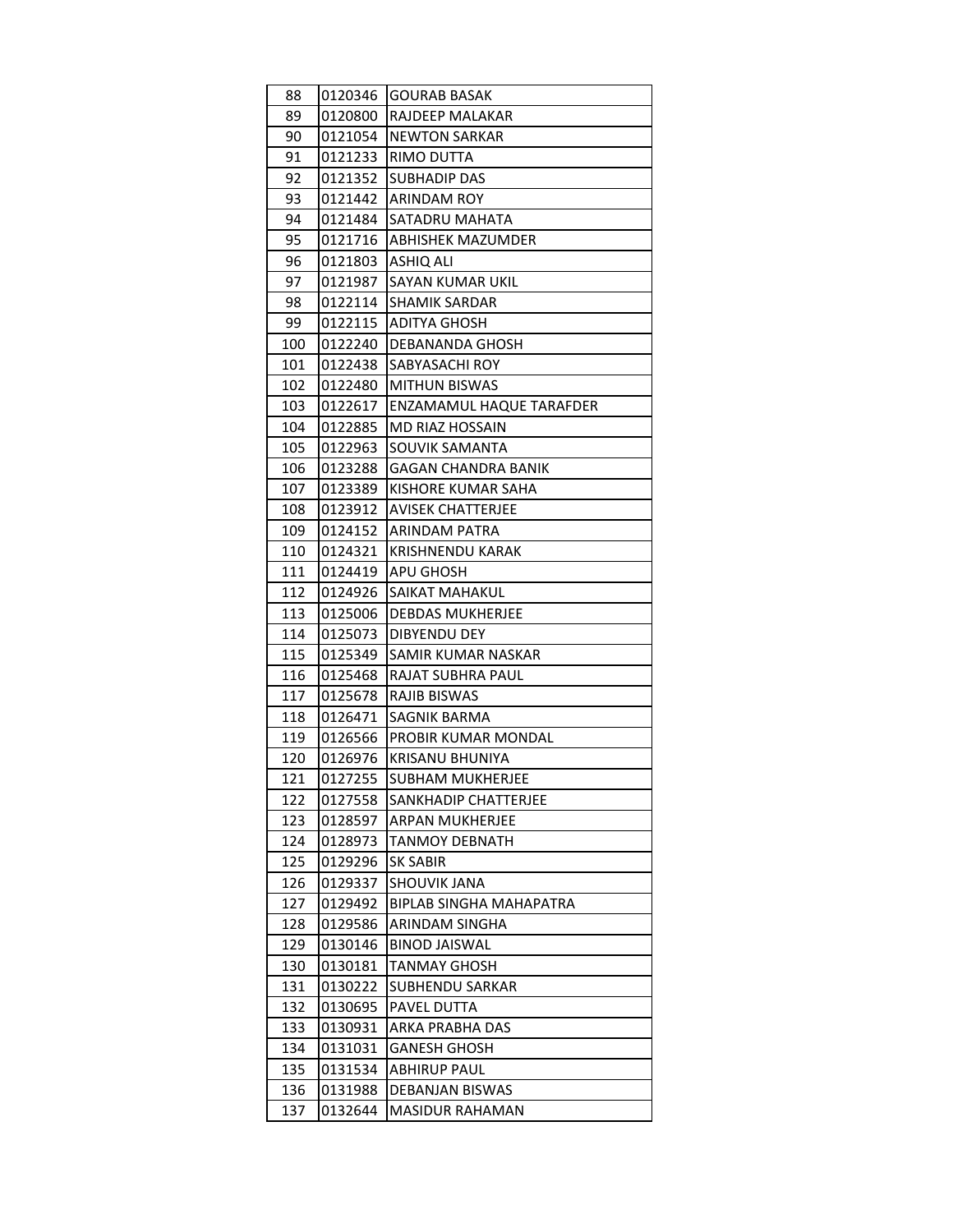| | | |
|---|---|---|
| 88 | 0120346 | GOURAB BASAK |
| 89 | 0120800 | RAJDEEP MALAKAR |
| 90 | 0121054 | NEWTON SARKAR |
| 91 | 0121233 | RIMO DUTTA |
| 92 | 0121352 | SUBHADIP DAS |
| 93 | 0121442 | ARINDAM ROY |
| 94 | 0121484 | SATADRU MAHATA |
| 95 | 0121716 | ABHISHEK MAZUMDER |
| 96 | 0121803 | ASHIQ ALI |
| 97 | 0121987 | SAYAN KUMAR UKIL |
| 98 | 0122114 | SHAMIK SARDAR |
| 99 | 0122115 | ADITYA GHOSH |
| 100 | 0122240 | DEBANANDA GHOSH |
| 101 | 0122438 | SABYASACHI ROY |
| 102 | 0122480 | MITHUN BISWAS |
| 103 | 0122617 | ENZAMAMUL HAQUE TARAFDER |
| 104 | 0122885 | MD RIAZ HOSSAIN |
| 105 | 0122963 | SOUVIK SAMANTA |
| 106 | 0123288 | GAGAN CHANDRA BANIK |
| 107 | 0123389 | KISHORE KUMAR SAHA |
| 108 | 0123912 | AVISEK CHATTERJEE |
| 109 | 0124152 | ARINDAM PATRA |
| 110 | 0124321 | KRISHNENDU KARAK |
| 111 | 0124419 | APU GHOSH |
| 112 | 0124926 | SAIKAT MAHAKUL |
| 113 | 0125006 | DEBDAS MUKHERJEE |
| 114 | 0125073 | DIBYENDU DEY |
| 115 | 0125349 | SAMIR KUMAR NASKAR |
| 116 | 0125468 | RAJAT SUBHRA PAUL |
| 117 | 0125678 | RAJIB BISWAS |
| 118 | 0126471 | SAGNIK BARMA |
| 119 | 0126566 | PROBIR KUMAR MONDAL |
| 120 | 0126976 | KRISANU BHUNIYA |
| 121 | 0127255 | SUBHAM MUKHERJEE |
| 122 | 0127558 | SANKHADIP CHATTERJEE |
| 123 | 0128597 | ARPAN MUKHERJEE |
| 124 | 0128973 | TANMOY DEBNATH |
| 125 | 0129296 | SK SABIR |
| 126 | 0129337 | SHOUVIK JANA |
| 127 | 0129492 | BIPLAB SINGHA MAHAPATRA |
| 128 | 0129586 | ARINDAM SINGHA |
| 129 | 0130146 | BINOD JAISWAL |
| 130 | 0130181 | TANMAY GHOSH |
| 131 | 0130222 | SUBHENDU SARKAR |
| 132 | 0130695 | PAVEL DUTTA |
| 133 | 0130931 | ARKA PRABHA DAS |
| 134 | 0131031 | GANESH GHOSH |
| 135 | 0131534 | ABHIRUP PAUL |
| 136 | 0131988 | DEBANJAN BISWAS |
| 137 | 0132644 | MASIDUR RAHAMAN |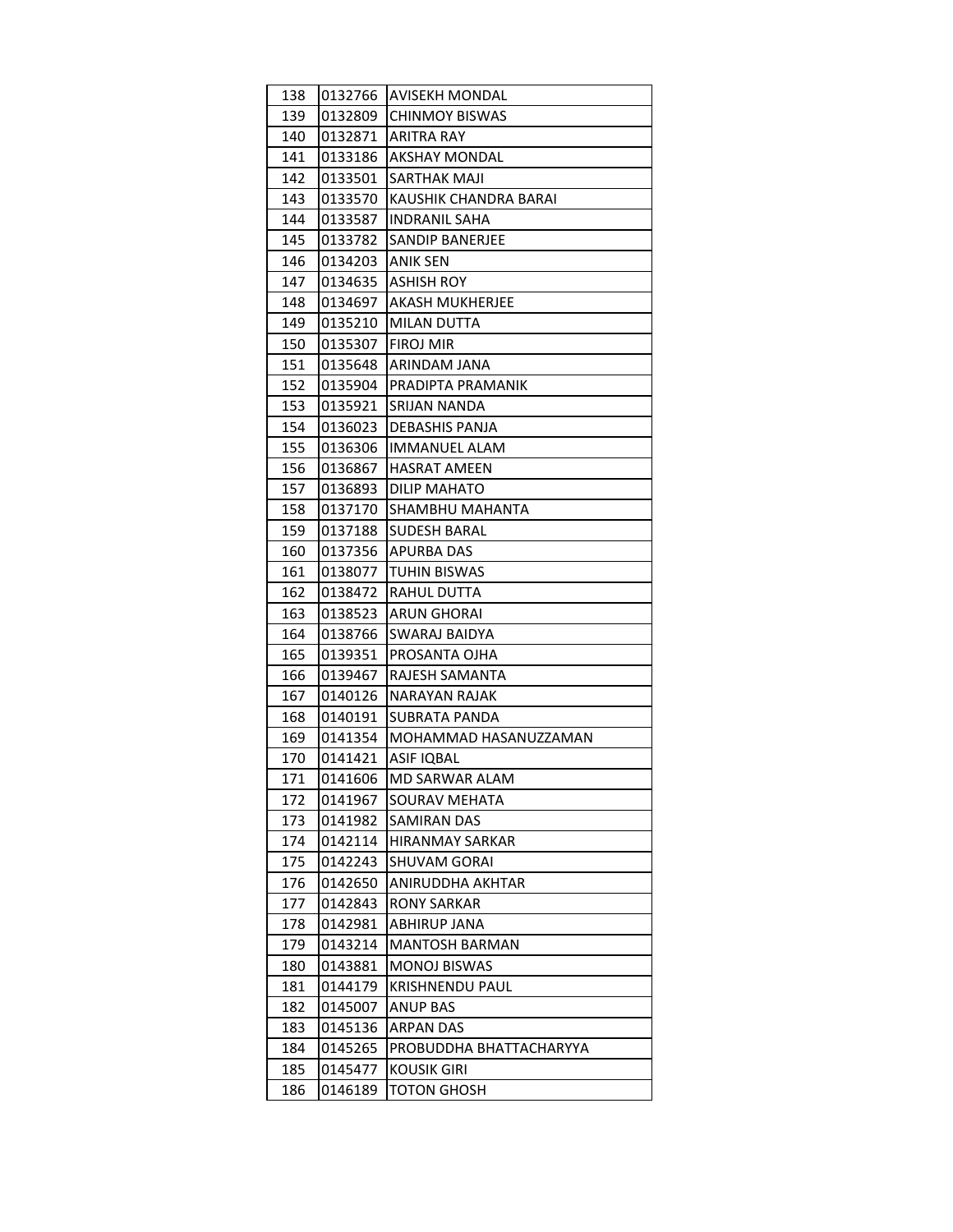| 138 | 0132766 | AVISEKH MONDAL |
|---|---|---|
| 139 | 0132809 | CHINMOY BISWAS |
| 140 | 0132871 | ARITRA RAY |
| 141 | 0133186 | AKSHAY MONDAL |
| 142 | 0133501 | SARTHAK MAJI |
| 143 | 0133570 | KAUSHIK CHANDRA BARAI |
| 144 | 0133587 | INDRANIL SAHA |
| 145 | 0133782 | SANDIP BANERJEE |
| 146 | 0134203 | ANIK SEN |
| 147 | 0134635 | ASHISH ROY |
| 148 | 0134697 | AKASH MUKHERJEE |
| 149 | 0135210 | MILAN DUTTA |
| 150 | 0135307 | FIROJ MIR |
| 151 | 0135648 | ARINDAM JANA |
| 152 | 0135904 | PRADIPTA PRAMANIK |
| 153 | 0135921 | SRIJAN NANDA |
| 154 | 0136023 | DEBASHIS PANJA |
| 155 | 0136306 | IMMANUEL ALAM |
| 156 | 0136867 | HASRAT AMEEN |
| 157 | 0136893 | DILIP MAHATO |
| 158 | 0137170 | SHAMBHU MAHANTA |
| 159 | 0137188 | SUDESH BARAL |
| 160 | 0137356 | APURBA DAS |
| 161 | 0138077 | TUHIN BISWAS |
| 162 | 0138472 | RAHUL DUTTA |
| 163 | 0138523 | ARUN GHORAI |
| 164 | 0138766 | SWARAJ BAIDYA |
| 165 | 0139351 | PROSANTA OJHA |
| 166 | 0139467 | RAJESH SAMANTA |
| 167 | 0140126 | NARAYAN RAJAK |
| 168 | 0140191 | SUBRATA PANDA |
| 169 | 0141354 | MOHAMMAD HASANUZZAMAN |
| 170 | 0141421 | ASIF IQBAL |
| 171 | 0141606 | MD SARWAR ALAM |
| 172 | 0141967 | SOURAV MEHATA |
| 173 | 0141982 | SAMIRAN DAS |
| 174 | 0142114 | HIRANMAY SARKAR |
| 175 | 0142243 | SHUVAM GORAI |
| 176 | 0142650 | ANIRUDDHA AKHTAR |
| 177 | 0142843 | RONY SARKAR |
| 178 | 0142981 | ABHIRUP JANA |
| 179 | 0143214 | MANTOSH BARMAN |
| 180 | 0143881 | MONOJ BISWAS |
| 181 | 0144179 | KRISHNENDU PAUL |
| 182 | 0145007 | ANUP BAS |
| 183 | 0145136 | ARPAN DAS |
| 184 | 0145265 | PROBUDDHA BHATTACHARYYA |
| 185 | 0145477 | KOUSIK GIRI |
| 186 | 0146189 | TOTON GHOSH |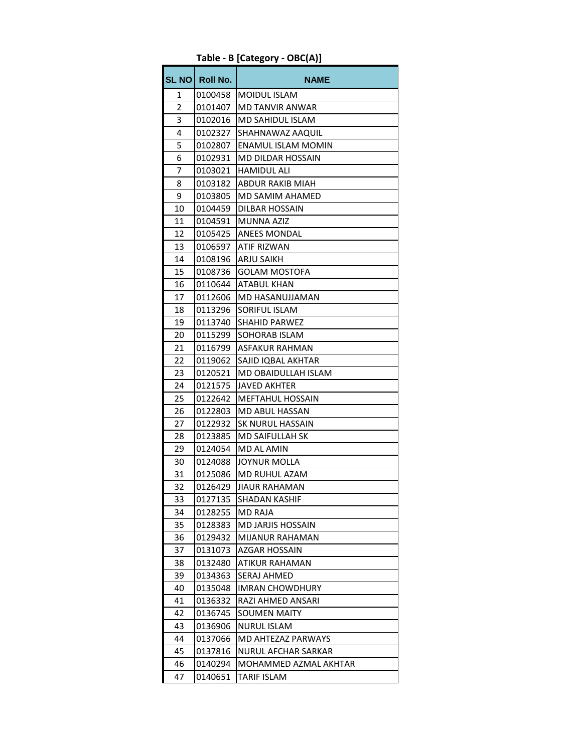**Table - B [Category - OBC(A)]**

| SL NO | Roll No. | NAME |
|---|---|---|
| 1 | 0100458 | MOIDUL ISLAM |
| 2 | 0101407 | MD TANVIR ANWAR |
| 3 | 0102016 | MD SAHIDUL ISLAM |
| 4 | 0102327 | SHAHNAWAZ AAQUIL |
| 5 | 0102807 | ENAMUL ISLAM MOMIN |
| 6 | 0102931 | MD DILDAR HOSSAIN |
| 7 | 0103021 | HAMIDUL ALI |
| 8 | 0103182 | ABDUR RAKIB MIAH |
| 9 | 0103805 | MD SAMIM AHAMED |
| 10 | 0104459 | DILBAR HOSSAIN |
| 11 | 0104591 | MUNNA AZIZ |
| 12 | 0105425 | ANEES MONDAL |
| 13 | 0106597 | ATIF RIZWAN |
| 14 | 0108196 | ARJU SAIKH |
| 15 | 0108736 | GOLAM MOSTOFA |
| 16 | 0110644 | ATABUL KHAN |
| 17 | 0112606 | MD HASANUJJAMAN |
| 18 | 0113296 | SORIFUL ISLAM |
| 19 | 0113740 | SHAHID PARWEZ |
| 20 | 0115299 | SOHORAB ISLAM |
| 21 | 0116799 | ASFAKUR RAHMAN |
| 22 | 0119062 | SAJID IQBAL AKHTAR |
| 23 | 0120521 | MD OBAIDULLAH ISLAM |
| 24 | 0121575 | JAVED AKHTER |
| 25 | 0122642 | MEFTAHUL HOSSAIN |
| 26 | 0122803 | MD ABUL HASSAN |
| 27 | 0122932 | SK NURUL HASSAIN |
| 28 | 0123885 | MD SAIFULLAH SK |
| 29 | 0124054 | MD AL AMIN |
| 30 | 0124088 | JOYNUR MOLLA |
| 31 | 0125086 | MD RUHUL AZAM |
| 32 | 0126429 | JIAUR RAHAMAN |
| 33 | 0127135 | SHADAN KASHIF |
| 34 | 0128255 | MD RAJA |
| 35 | 0128383 | MD JARJIS HOSSAIN |
| 36 | 0129432 | MIJANUR RAHAMAN |
| 37 | 0131073 | AZGAR HOSSAIN |
| 38 | 0132480 | ATIKUR RAHAMAN |
| 39 | 0134363 | SERAJ AHMED |
| 40 | 0135048 | IMRAN CHOWDHURY |
| 41 | 0136332 | RAZI AHMED ANSARI |
| 42 | 0136745 | SOUMEN MAITY |
| 43 | 0136906 | NURUL ISLAM |
| 44 | 0137066 | MD AHTEZAZ PARWAYS |
| 45 | 0137816 | NURUL AFCHAR SARKAR |
| 46 | 0140294 | MOHAMMED AZMAL AKHTAR |
| 47 | 0140651 | TARIF ISLAM |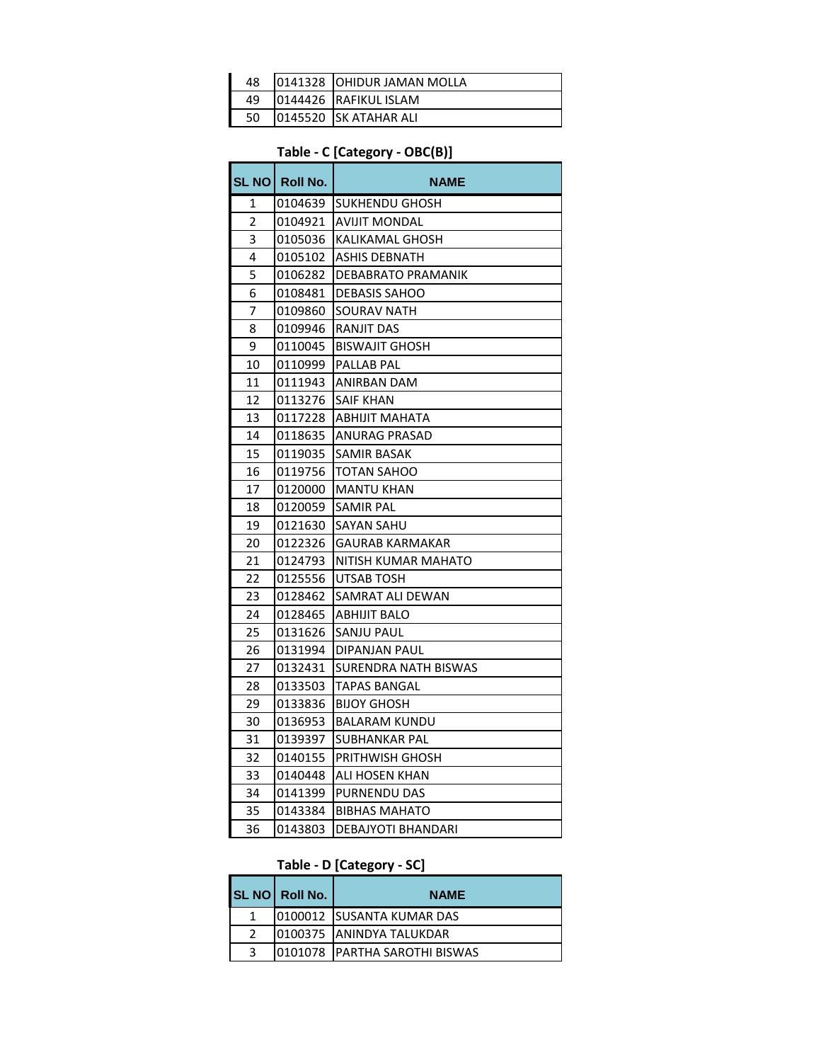| SL NO | Roll No. | NAME |
|---|---|---|
| 48 | 0141328 | OHIDUR JAMAN MOLLA |
| 49 | 0144426 | RAFIKUL ISLAM |
| 50 | 0145520 | SK ATAHAR ALI |

**Table - C [Category - OBC(B)]**

| SL NO | Roll No. | NAME |
|---|---|---|
| 1 | 0104639 | SUKHENDU GHOSH |
| 2 | 0104921 | AVIJIT MONDAL |
| 3 | 0105036 | KALIKAMAL GHOSH |
| 4 | 0105102 | ASHIS DEBNATH |
| 5 | 0106282 | DEBABRATO PRAMANIK |
| 6 | 0108481 | DEBASIS SAHOO |
| 7 | 0109860 | SOURAV NATH |
| 8 | 0109946 | RANJIT DAS |
| 9 | 0110045 | BISWAJIT GHOSH |
| 10 | 0110999 | PALLAB PAL |
| 11 | 0111943 | ANIRBAN DAM |
| 12 | 0113276 | SAIF KHAN |
| 13 | 0117228 | ABHIJIT MAHATA |
| 14 | 0118635 | ANURAG PRASAD |
| 15 | 0119035 | SAMIR BASAK |
| 16 | 0119756 | TOTAN SAHOO |
| 17 | 0120000 | MANTU KHAN |
| 18 | 0120059 | SAMIR PAL |
| 19 | 0121630 | SAYAN SAHU |
| 20 | 0122326 | GAURAB KARMAKAR |
| 21 | 0124793 | NITISH KUMAR MAHATO |
| 22 | 0125556 | UTSAB TOSH |
| 23 | 0128462 | SAMRAT ALI DEWAN |
| 24 | 0128465 | ABHIJIT BALO |
| 25 | 0131626 | SANJU PAUL |
| 26 | 0131994 | DIPANJAN PAUL |
| 27 | 0132431 | SURENDRA NATH BISWAS |
| 28 | 0133503 | TAPAS BANGAL |
| 29 | 0133836 | BIJOY GHOSH |
| 30 | 0136953 | BALARAM KUNDU |
| 31 | 0139397 | SUBHANKAR PAL |
| 32 | 0140155 | PRITHWISH GHOSH |
| 33 | 0140448 | ALI HOSEN KHAN |
| 34 | 0141399 | PURNENDU DAS |
| 35 | 0143384 | BIBHAS MAHATO |
| 36 | 0143803 | DEBAJYOTI BHANDARI |

**Table - D [Category - SC]**

| SL NO | Roll No. | NAME |
|---|---|---|
| 1 | 0100012 | SUSANTA KUMAR DAS |
| 2 | 0100375 | ANINDYA TALUKDAR |
| 3 | 0101078 | PARTHA SAROTHI BISWAS |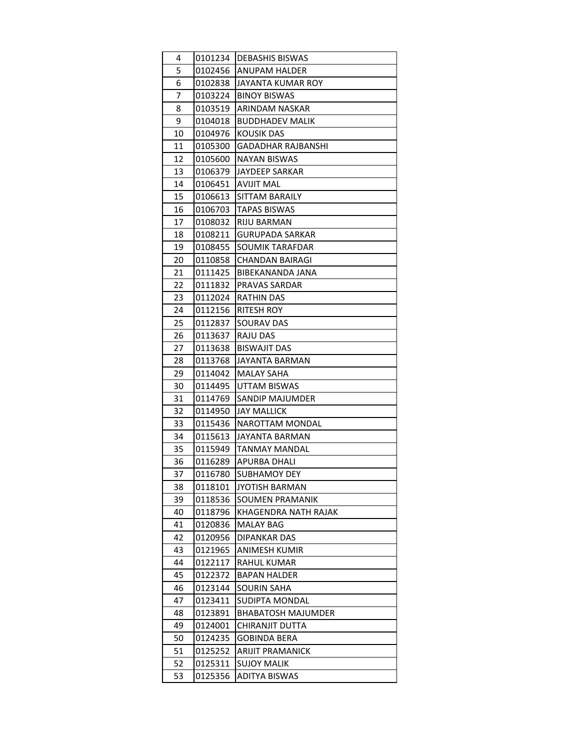| 4 | 0101234 | DEBASHIS BISWAS |
|---|---|---|
| 5 | 0102456 | ANUPAM HALDER |
| 6 | 0102838 | JAYANTA KUMAR ROY |
| 7 | 0103224 | BINOY BISWAS |
| 8 | 0103519 | ARINDAM NASKAR |
| 9 | 0104018 | BUDDHADEV MALIK |
| 10 | 0104976 | KOUSIK DAS |
| 11 | 0105300 | GADADHAR RAJBANSHI |
| 12 | 0105600 | NAYAN BISWAS |
| 13 | 0106379 | JAYDEEP SARKAR |
| 14 | 0106451 | AVIJIT MAL |
| 15 | 0106613 | SITTAM BARAILY |
| 16 | 0106703 | TAPAS BISWAS |
| 17 | 0108032 | RIJU BARMAN |
| 18 | 0108211 | GURUPADA SARKAR |
| 19 | 0108455 | SOUMIK TARAFDAR |
| 20 | 0110858 | CHANDAN BAIRAGI |
| 21 | 0111425 | BIBEKANANDA JANA |
| 22 | 0111832 | PRAVAS SARDAR |
| 23 | 0112024 | RATHIN DAS |
| 24 | 0112156 | RITESH ROY |
| 25 | 0112837 | SOURAV DAS |
| 26 | 0113637 | RAJU DAS |
| 27 | 0113638 | BISWAJIT DAS |
| 28 | 0113768 | JAYANTA BARMAN |
| 29 | 0114042 | MALAY SAHA |
| 30 | 0114495 | UTTAM BISWAS |
| 31 | 0114769 | SANDIP MAJUMDER |
| 32 | 0114950 | JAY MALLICK |
| 33 | 0115436 | NAROTTAM MONDAL |
| 34 | 0115613 | JAYANTA BARMAN |
| 35 | 0115949 | TANMAY MANDAL |
| 36 | 0116289 | APURBA DHALI |
| 37 | 0116780 | SUBHAMOY DEY |
| 38 | 0118101 | JYOTISH BARMAN |
| 39 | 0118536 | SOUMEN PRAMANIK |
| 40 | 0118796 | KHAGENDRA NATH RAJAK |
| 41 | 0120836 | MALAY BAG |
| 42 | 0120956 | DIPANKAR DAS |
| 43 | 0121965 | ANIMESH KUMIR |
| 44 | 0122117 | RAHUL KUMAR |
| 45 | 0122372 | BAPAN HALDER |
| 46 | 0123144 | SOURIN SAHA |
| 47 | 0123411 | SUDIPTA MONDAL |
| 48 | 0123891 | BHABATOSH MAJUMDER |
| 49 | 0124001 | CHIRANJIT DUTTA |
| 50 | 0124235 | GOBINDA BERA |
| 51 | 0125252 | ARIJIT PRAMANICK |
| 52 | 0125311 | SUJOY MALIK |
| 53 | 0125356 | ADITYA BISWAS |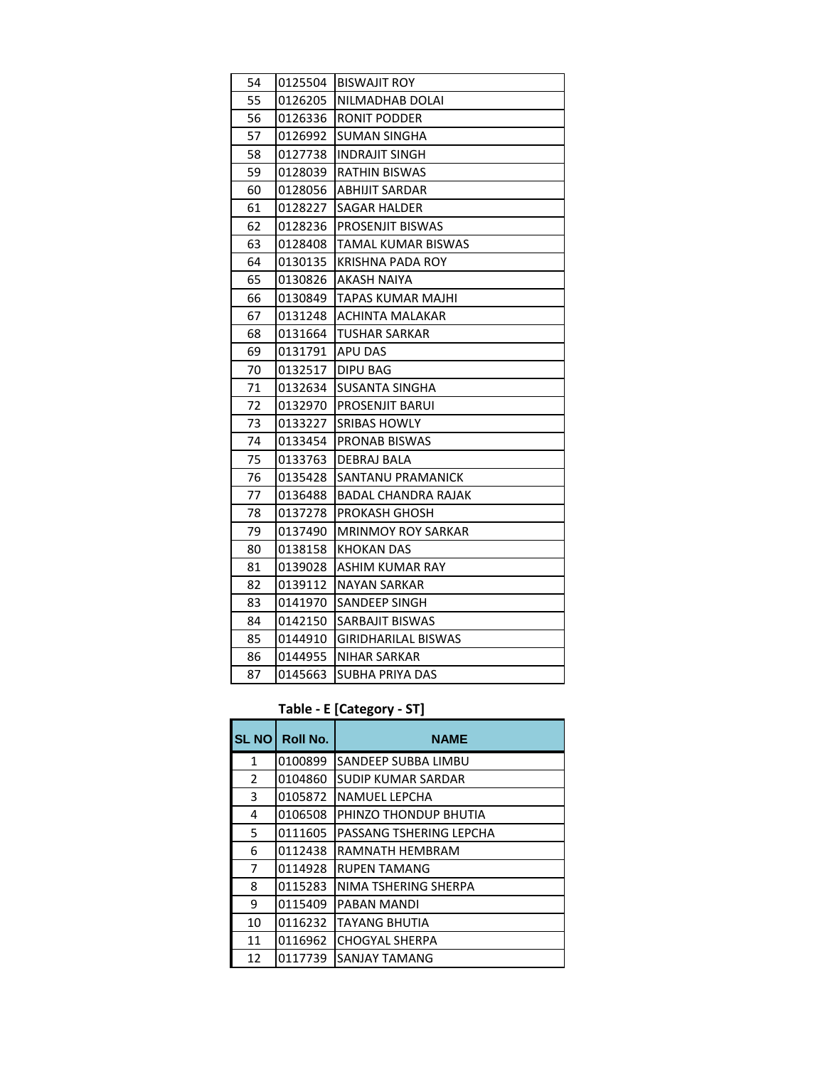| 54 | 0125504 | BISWAJIT ROY |
|---|---|---|
| 55 | 0126205 | NILMADHAB DOLAI |
| 56 | 0126336 | RONIT PODDER |
| 57 | 0126992 | SUMAN SINGHA |
| 58 | 0127738 | INDRAJIT SINGH |
| 59 | 0128039 | RATHIN BISWAS |
| 60 | 0128056 | ABHIJIT SARDAR |
| 61 | 0128227 | SAGAR HALDER |
| 62 | 0128236 | PROSENJIT BISWAS |
| 63 | 0128408 | TAMAL KUMAR BISWAS |
| 64 | 0130135 | KRISHNA PADA ROY |
| 65 | 0130826 | AKASH NAIYA |
| 66 | 0130849 | TAPAS KUMAR MAJHI |
| 67 | 0131248 | ACHINTA MALAKAR |
| 68 | 0131664 | TUSHAR SARKAR |
| 69 | 0131791 | APU DAS |
| 70 | 0132517 | DIPU BAG |
| 71 | 0132634 | SUSANTA SINGHA |
| 72 | 0132970 | PROSENJIT BARUI |
| 73 | 0133227 | SRIBAS HOWLY |
| 74 | 0133454 | PRONAB BISWAS |
| 75 | 0133763 | DEBRAJ BALA |
| 76 | 0135428 | SANTANU PRAMANICK |
| 77 | 0136488 | BADAL CHANDRA RAJAK |
| 78 | 0137278 | PROKASH GHOSH |
| 79 | 0137490 | MRINMOY ROY SARKAR |
| 80 | 0138158 | KHOKAN DAS |
| 81 | 0139028 | ASHIM KUMAR RAY |
| 82 | 0139112 | NAYAN SARKAR |
| 83 | 0141970 | SANDEEP SINGH |
| 84 | 0142150 | SARBAJIT BISWAS |
| 85 | 0144910 | GIRIDHARILAL BISWAS |
| 86 | 0144955 | NIHAR SARKAR |
| 87 | 0145663 | SUBHA PRIYA DAS |

**Table - E [Category - ST]**

| SL NO | Roll No. | NAME |
|---|---|---|
| 1 | 0100899 | SANDEEP SUBBA LIMBU |
| 2 | 0104860 | SUDIP KUMAR SARDAR |
| 3 | 0105872 | NAMUEL LEPCHA |
| 4 | 0106508 | PHINZO THONDUP BHUTIA |
| 5 | 0111605 | PASSANG TSHERING LEPCHA |
| 6 | 0112438 | RAMNATH HEMBRAM |
| 7 | 0114928 | RUPEN TAMANG |
| 8 | 0115283 | NIMA TSHERING SHERPA |
| 9 | 0115409 | PABAN MANDI |
| 10 | 0116232 | TAYANG BHUTIA |
| 11 | 0116962 | CHOGYAL SHERPA |
| 12 | 0117739 | SANJAY TAMANG |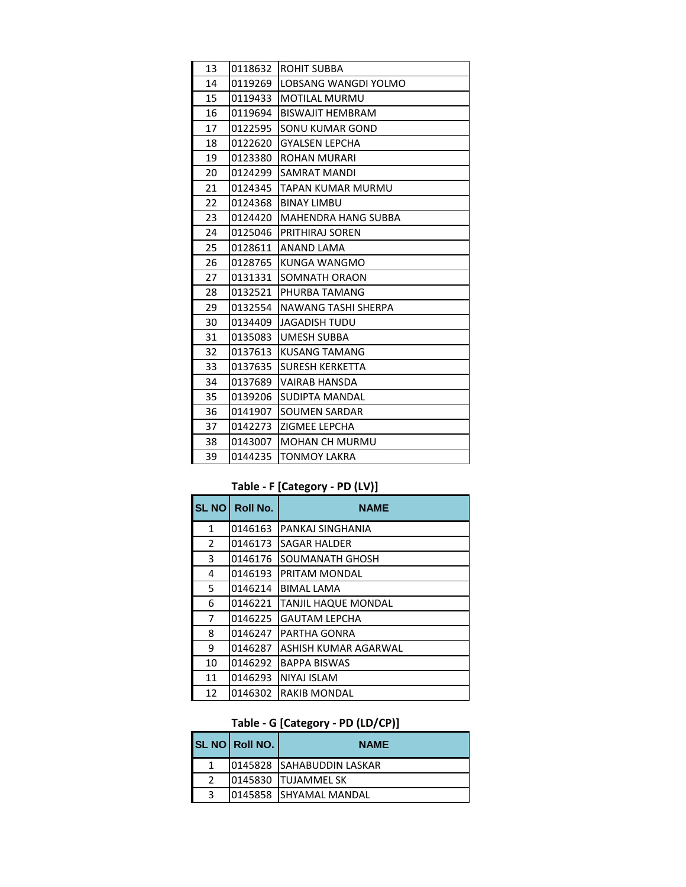| 13 | 0118632 | ROHIT SUBBA |
|---|---|---|
| 14 | 0119269 | LOBSANG WANGDI YOLMO |
| 15 | 0119433 | MOTILAL MURMU |
| 16 | 0119694 | BISWAJIT HEMBRAM |
| 17 | 0122595 | SONU KUMAR GOND |
| 18 | 0122620 | GYALSEN LEPCHA |
| 19 | 0123380 | ROHAN MURARI |
| 20 | 0124299 | SAMRAT MANDI |
| 21 | 0124345 | TAPAN KUMAR MURMU |
| 22 | 0124368 | BINAY LIMBU |
| 23 | 0124420 | MAHENDRA HANG SUBBA |
| 24 | 0125046 | PRITHIRAJ SOREN |
| 25 | 0128611 | ANAND LAMA |
| 26 | 0128765 | KUNGA WANGMO |
| 27 | 0131331 | SOMNATH ORAON |
| 28 | 0132521 | PHURBA TAMANG |
| 29 | 0132554 | NAWANG TASHI SHERPA |
| 30 | 0134409 | JAGADISH TUDU |
| 31 | 0135083 | UMESH SUBBA |
| 32 | 0137613 | KUSANG TAMANG |
| 33 | 0137635 | SURESH KERKETTA |
| 34 | 0137689 | VAIRAB HANSDA |
| 35 | 0139206 | SUDIPTA MANDAL |
| 36 | 0141907 | SOUMEN SARDAR |
| 37 | 0142273 | ZIGMEE LEPCHA |
| 38 | 0143007 | MOHAN CH MURMU |
| 39 | 0144235 | TONMOY LAKRA |

**Table - F [Category - PD (LV)]**

| SL NO | Roll No. | NAME |
|---|---|---|
| 1 | 0146163 | PANKAJ SINGHANIA |
| 2 | 0146173 | SAGAR HALDER |
| 3 | 0146176 | SOUMANATH GHOSH |
| 4 | 0146193 | PRITAM MONDAL |
| 5 | 0146214 | BIMAL LAMA |
| 6 | 0146221 | TANJIL HAQUE MONDAL |
| 7 | 0146225 | GAUTAM LEPCHA |
| 8 | 0146247 | PARTHA GONRA |
| 9 | 0146287 | ASHISH KUMAR AGARWAL |
| 10 | 0146292 | BAPPA BISWAS |
| 11 | 0146293 | NIYAJ ISLAM |
| 12 | 0146302 | RAKIB MONDAL |

**Table - G [Category - PD (LD/CP)]**

| SL NO | Roll NO. | NAME |
|---|---|---|
| 1 | 0145828 | SAHABUDDIN LASKAR |
| 2 | 0145830 | TUJAMMEL SK |
| 3 | 0145858 | SHYAMAL MANDAL |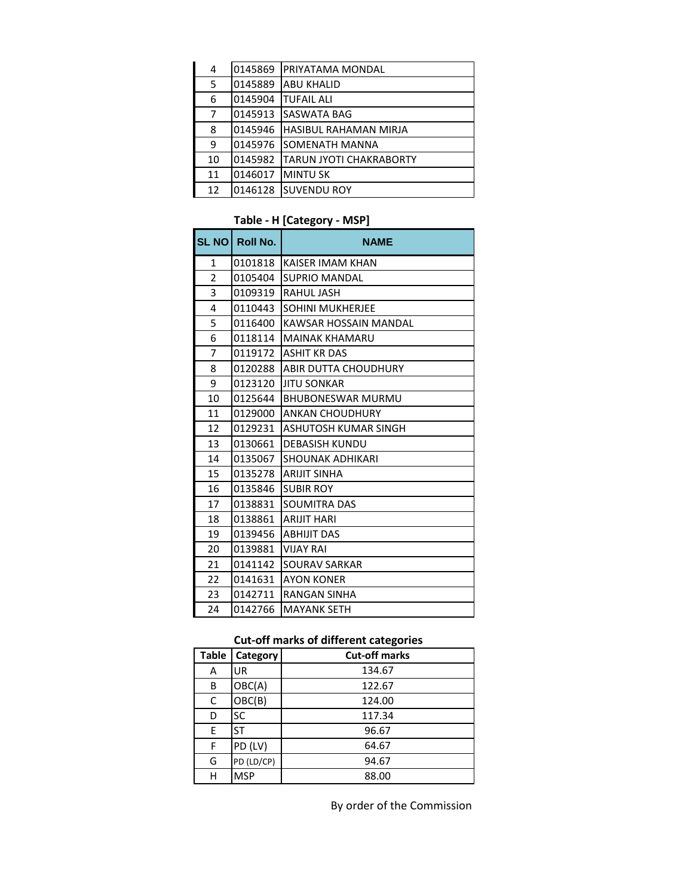| | | |
|---|---|---|
| 4 | 0145869 | PRIYATAMA MONDAL |
| 5 | 0145889 | ABU KHALID |
| 6 | 0145904 | TUFAIL ALI |
| 7 | 0145913 | SASWATA BAG |
| 8 | 0145946 | HASIBUL RAHAMAN MIRJA |
| 9 | 0145976 | SOMENATH MANNA |
| 10 | 0145982 | TARUN JYOTI CHAKRABORTY |
| 11 | 0146017 | MINTU SK |
| 12 | 0146128 | SUVENDU ROY |

### Table - H [Category - MSP]

| SL NO | Roll No. | NAME |
|---|---|---|
| 1 | 0101818 | KAISER IMAM KHAN |
| 2 | 0105404 | SUPRIO MANDAL |
| 3 | 0109319 | RAHUL JASH |
| 4 | 0110443 | SOHINI MUKHERJEE |
| 5 | 0116400 | KAWSAR HOSSAIN MANDAL |
| 6 | 0118114 | MAINAK KHAMARU |
| 7 | 0119172 | ASHIT KR DAS |
| 8 | 0120288 | ABIR DUTTA CHOUDHURY |
| 9 | 0123120 | JITU SONKAR |
| 10 | 0125644 | BHUBONESWAR MURMU |
| 11 | 0129000 | ANKAN CHOUDHURY |
| 12 | 0129231 | ASHUTOSH KUMAR SINGH |
| 13 | 0130661 | DEBASISH KUNDU |
| 14 | 0135067 | SHOUNAK ADHIKARI |
| 15 | 0135278 | ARIJIT SINHA |
| 16 | 0135846 | SUBIR ROY |
| 17 | 0138831 | SOUMITRA DAS |
| 18 | 0138861 | ARIJIT HARI |
| 19 | 0139456 | ABHIJIT DAS |
| 20 | 0139881 | VIJAY RAI |
| 21 | 0141142 | SOURAV SARKAR |
| 22 | 0141631 | AYON KONER |
| 23 | 0142711 | RANGAN SINHA |
| 24 | 0142766 | MAYANK SETH |

### Cut-off marks of different categories

| Table | Category | Cut-off marks |
|---|---|---|
| A | UR | 134.67 |
| B | OBC(A) | 122.67 |
| C | OBC(B) | 124.00 |
| D | SC | 117.34 |
| E | ST | 96.67 |
| F | PD (LV) | 64.67 |
| G | PD (LD/CP) | 94.67 |
| H | MSP | 88.00 |

By order of the Commission